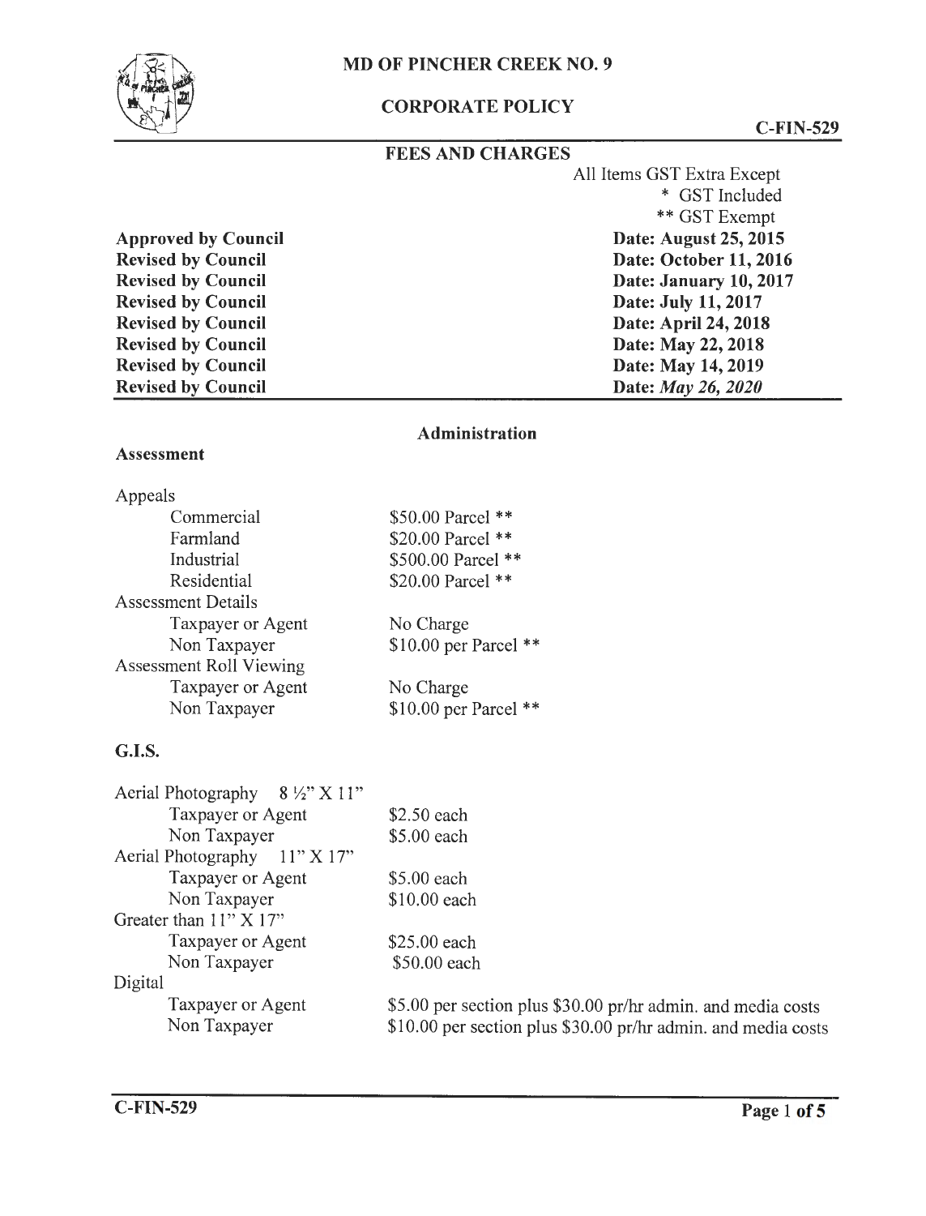# MD OF PINCHER CREEK NO. 9

## CORPORATE POLICY

C-FIN-529

## FEES AND CHARGES

All Items GST Extra Except
\* GST Included
\*\* GST Exempt

| | |
|---|---|
| **Approved by Council** | **Date: August 25, 2015** |
| **Revised by Council** | **Date: October 11, 2016** |
| **Revised by Council** | **Date: January 10, 2017** |
| **Revised by Council** | **Date: July 11, 2017** |
| **Revised by Council** | **Date: April 24, 2018** |
| **Revised by Council** | **Date: May 22, 2018** |
| **Revised by Council** | **Date: May 14, 2019** |
| **Revised by Council** | **Date: *May 26, 2020*** |

## Administration

### Assessment

| | |
|---|---|
| Appeals | |
| Commercial | $50.00 Parcel ** |
| Farmland | $20.00 Parcel ** |
| Industrial | $500.00 Parcel ** |
| Residential | $20.00 Parcel ** |
| Assessment Details | |
| Taxpayer or Agent | No Charge |
| Non Taxpayer | $10.00 per Parcel ** |
| Assessment Roll Viewing | |
| Taxpayer or Agent | No Charge |
| Non Taxpayer | $10.00 per Parcel ** |

### G.I.S.

| | |
|---|---|
| Aerial Photography 8 ½" X 11" | |
| Taxpayer or Agent | $2.50 each |
| Non Taxpayer | $5.00 each |
| Aerial Photography 11" X 17" | |
| Taxpayer or Agent | $5.00 each |
| Non Taxpayer | $10.00 each |
| Greater than 11" X 17" | |
| Taxpayer or Agent | $25.00 each |
| Non Taxpayer | $50.00 each |
| Digital | |
| Taxpayer or Agent | $5.00 per section plus $30.00 pr/hr admin. and media costs |
| Non Taxpayer | $10.00 per section plus $30.00 pr/hr admin. and media costs |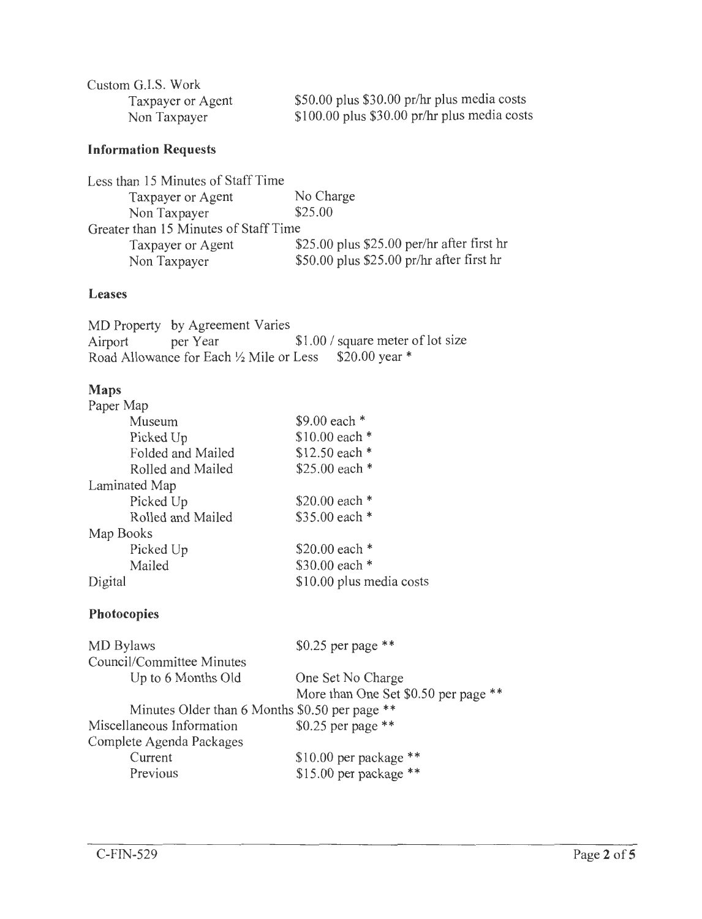Custom G.I.S. Work

| | |
|---|---|
| Taxpayer or Agent | $50.00 plus $30.00 pr/hr plus media costs |
| Non Taxpayer | $100.00 plus $30.00 pr/hr plus media costs |

**Information Requests**

| | |
|---|---|
| Less than 15 Minutes of Staff Time | |
| Taxpayer or Agent | No Charge |
| Non Taxpayer | $25.00 |
| Greater than 15 Minutes of Staff Time | |
| Taxpayer or Agent | $25.00 plus $25.00 per/hr after first hr |
| Non Taxpayer | $50.00 plus $25.00 pr/hr after first hr |

**Leases**

| | | |
|---|---|---|
| MD Property | by Agreement Varies | |
| Airport | per Year | $1.00 / square meter of lot size |
| Road Allowance for Each ½ Mile or Less | | $20.00 year * |

**Maps**

| | |
|---|---|
| Paper Map | |
| Museum | $9.00 each * |
| Picked Up | $10.00 each * |
| Folded and Mailed | $12.50 each * |
| Rolled and Mailed | $25.00 each * |
| Laminated Map | |
| Picked Up | $20.00 each * |
| Rolled and Mailed | $35.00 each * |
| Map Books | |
| Picked Up | $20.00 each * |
| Mailed | $30.00 each * |
| Digital | $10.00 plus media costs |

**Photocopies**

| | |
|---|---|
| MD Bylaws | $0.25 per page ** |
| Council/Committee Minutes | |
| Up to 6 Months Old | One Set No Charge<br>More than One Set $0.50 per page ** |
| Minutes Older than 6 Months | $0.50 per page ** |
| Miscellaneous Information | $0.25 per page ** |
| Complete Agenda Packages | |
| Current | $10.00 per package ** |
| Previous | $15.00 per package ** |

C-FIN-529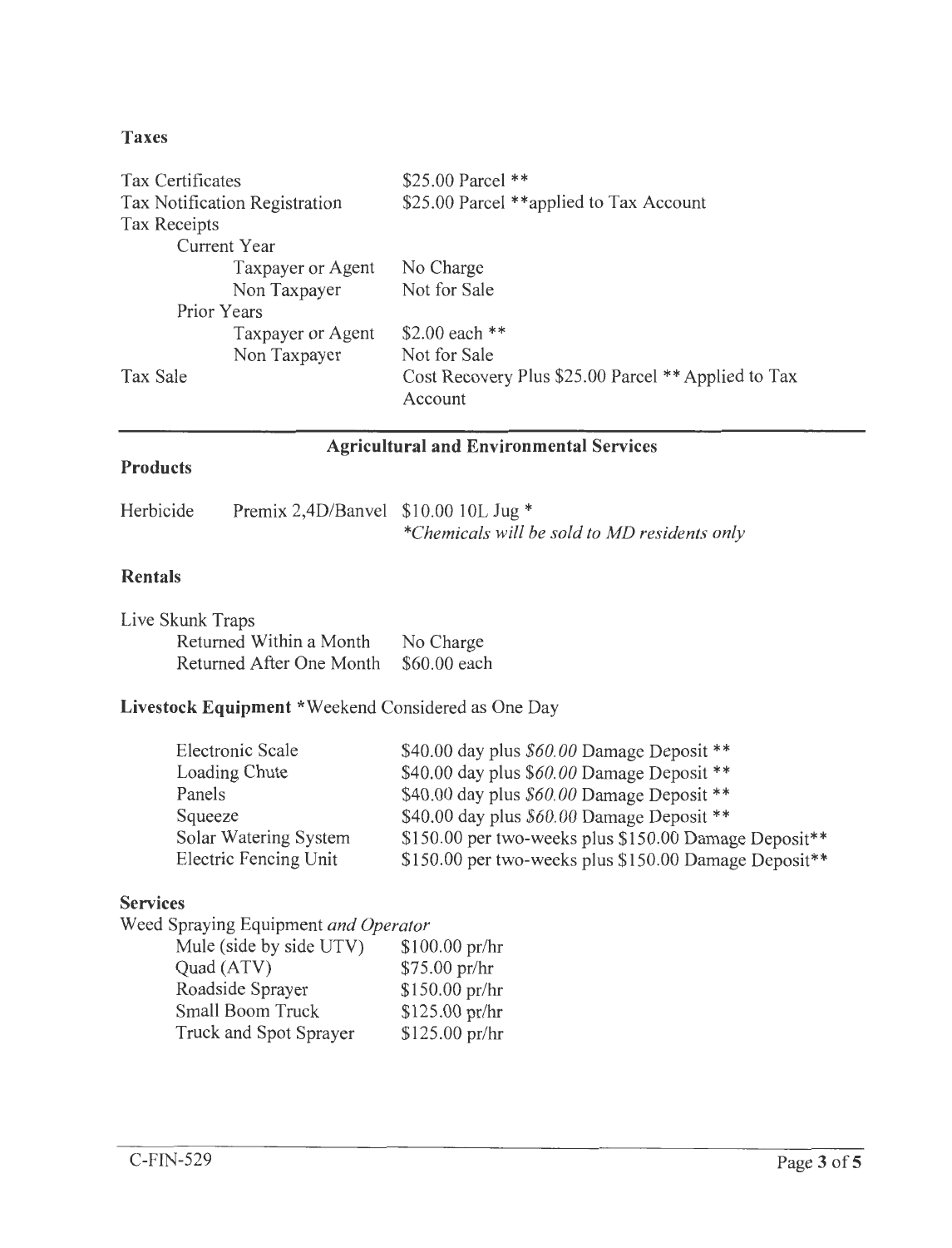**Taxes**

| | |
|---|---|
| Tax Certificates | $25.00 Parcel ** |
| Tax Notification Registration | $25.00 Parcel **applied to Tax Account |
| Tax Receipts | |
| Current Year | |
| Taxpayer or Agent | No Charge |
| Non Taxpayer | Not for Sale |
| Prior Years | |
| Taxpayer or Agent | $2.00 each ** |
| Non Taxpayer | Not for Sale |
| Tax Sale | Cost Recovery Plus $25.00 Parcel ** Applied to Tax Account |

## Agricultural and Environmental Services

**Products**

| | | |
|---|---|---|
| Herbicide | Premix 2,4D/Banvel | $10.00 10L Jug * |

*\*Chemicals will be sold to MD residents only*

**Rentals**

| | |
|---|---|
| Live Skunk Traps | |
| Returned Within a Month | No Charge |
| Returned After One Month | $60.00 each |

**Livestock Equipment** *Weekend Considered as One Day

| | |
|---|---|
| Electronic Scale | $40.00 day plus *$60.00* Damage Deposit ** |
| Loading Chute | $40.00 day plus *$60.00* Damage Deposit ** |
| Panels | $40.00 day plus *$60.00* Damage Deposit ** |
| Squeeze | $40.00 day plus *$60.00* Damage Deposit ** |
| Solar Watering System | $150.00 per two-weeks plus $150.00 Damage Deposit** |
| Electric Fencing Unit | $150.00 per two-weeks plus $150.00 Damage Deposit** |

**Services**

Weed Spraying Equipment *and Operator*

| | |
|---|---|
| Mule (side by side UTV) | $100.00 pr/hr |
| Quad (ATV) | $75.00 pr/hr |
| Roadside Sprayer | $150.00 pr/hr |
| Small Boom Truck | $125.00 pr/hr |
| Truck and Spot Sprayer | $125.00 pr/hr |

C-FIN-529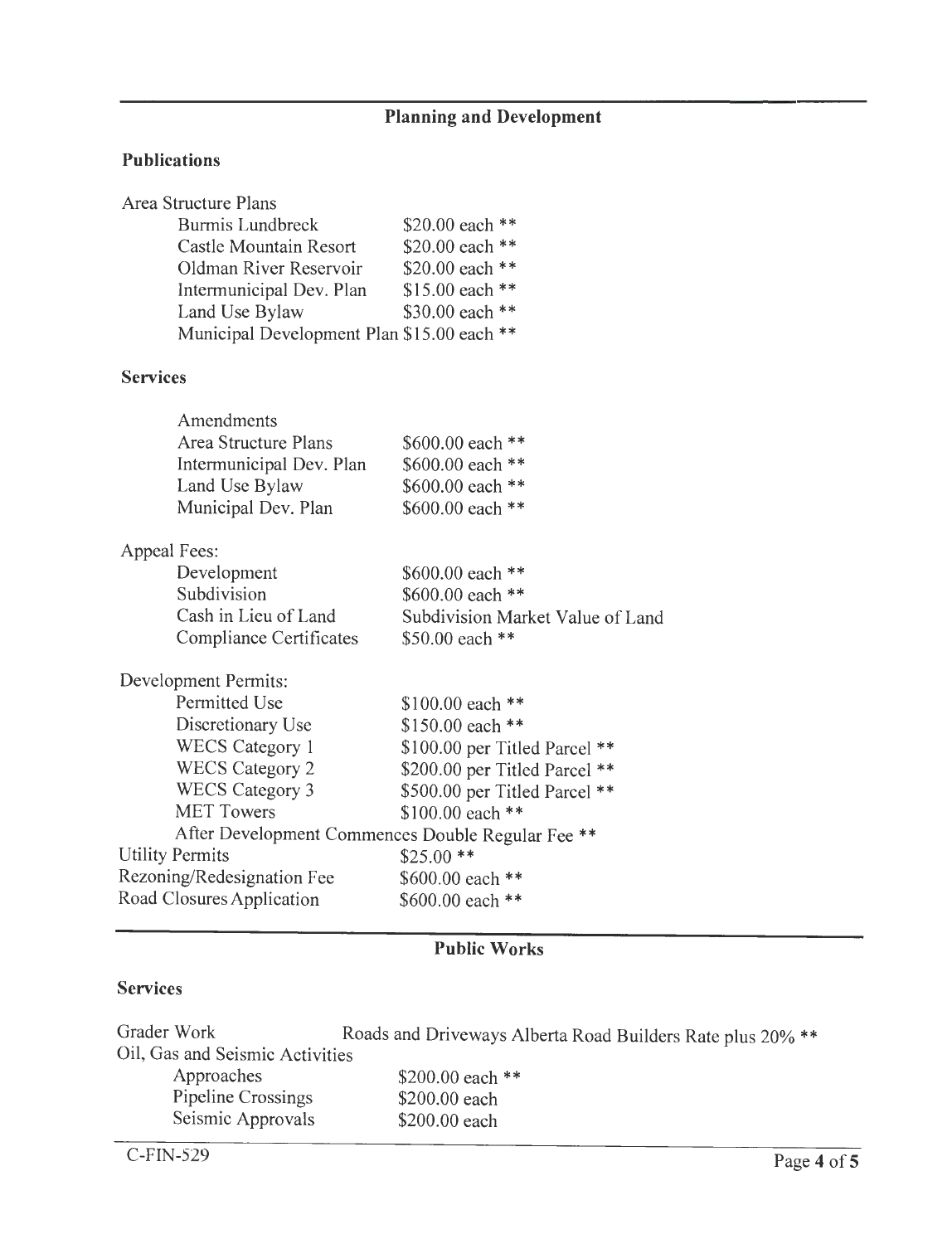## Planning and Development

### Publications

Area Structure Plans

| | |
|---|---|
| Burmis Lundbreck | $20.00 each ** |
| Castle Mountain Resort | $20.00 each ** |
| Oldman River Reservoir | $20.00 each ** |
| Intermunicipal Dev. Plan | $15.00 each ** |
| Land Use Bylaw | $30.00 each ** |
| Municipal Development Plan | $15.00 each ** |

### Services

Amendments

| | |
|---|---|
| Area Structure Plans | $600.00 each ** |
| Intermunicipal Dev. Plan | $600.00 each ** |
| Land Use Bylaw | $600.00 each ** |
| Municipal Dev. Plan | $600.00 each ** |

Appeal Fees:

| | |
|---|---|
| Development | $600.00 each ** |
| Subdivision | $600.00 each ** |
| Cash in Lieu of Land | Subdivision Market Value of Land |
| Compliance Certificates | $50.00 each ** |

Development Permits:

| | |
|---|---|
| Permitted Use | $100.00 each ** |
| Discretionary Use | $150.00 each ** |
| WECS Category 1 | $100.00 per Titled Parcel ** |
| WECS Category 2 | $200.00 per Titled Parcel ** |
| WECS Category 3 | $500.00 per Titled Parcel ** |
| MET Towers | $100.00 each ** |

After Development Commences Double Regular Fee **

| | |
|---|---|
| Utility Permits | $25.00 ** |
| Rezoning/Redesignation Fee | $600.00 each ** |
| Road Closures Application | $600.00 each ** |

## Public Works

### Services

Grader Work — Roads and Driveways Alberta Road Builders Rate plus 20% **

Oil, Gas and Seismic Activities

| | |
|---|---|
| Approaches | $200.00 each ** |
| Pipeline Crossings | $200.00 each |
| Seismic Approvals | $200.00 each |

C-FIN-529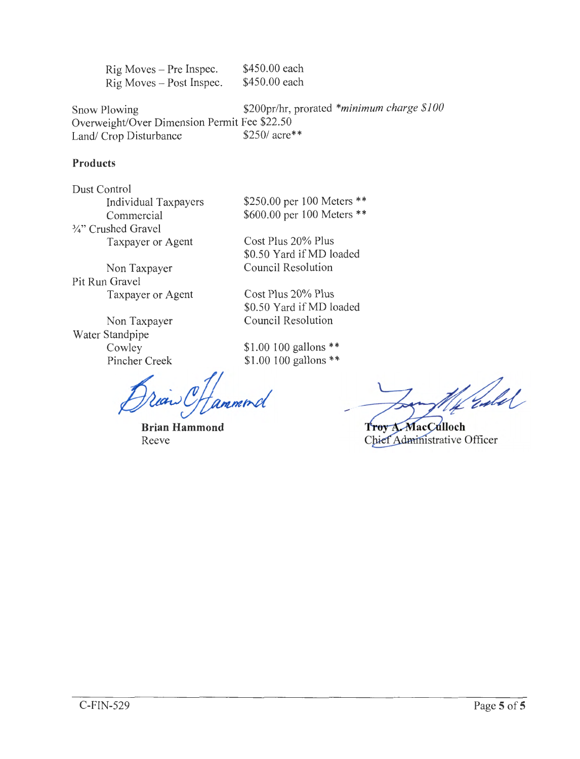| | |
|---|---|
| Rig Moves – Pre Inspec. | $450.00 each |
| Rig Moves – Post Inspec. | $450.00 each |

| | |
|---|---|
| Snow Plowing | $200pr/hr, prorated *minimum charge $100* |
| Overweight/Over Dimension Permit Fee | $22.50 |
| Land/ Crop Disturbance | $250/ acre** |

**Products**

| | |
|---|---|
| Dust Control | |
| Individual Taxpayers | $250.00 per 100 Meters ** |
| Commercial | $600.00 per 100 Meters ** |
| ¾" Crushed Gravel | |
| Taxpayer or Agent | Cost Plus 20% Plus $0.50 Yard if MD loaded |
| Non Taxpayer | Council Resolution |
| Pit Run Gravel | |
| Taxpayer or Agent | Cost Plus 20% Plus $0.50 Yard if MD loaded |
| Non Taxpayer | Council Resolution |
| Water Standpipe | |
| Cowley | $1.00 100 gallons ** |
| Pincher Creek | $1.00 100 gallons ** |

**Brian Hammond**
Reeve

**Troy A. MacCulloch**
Chief Administrative Officer

C-FIN-529